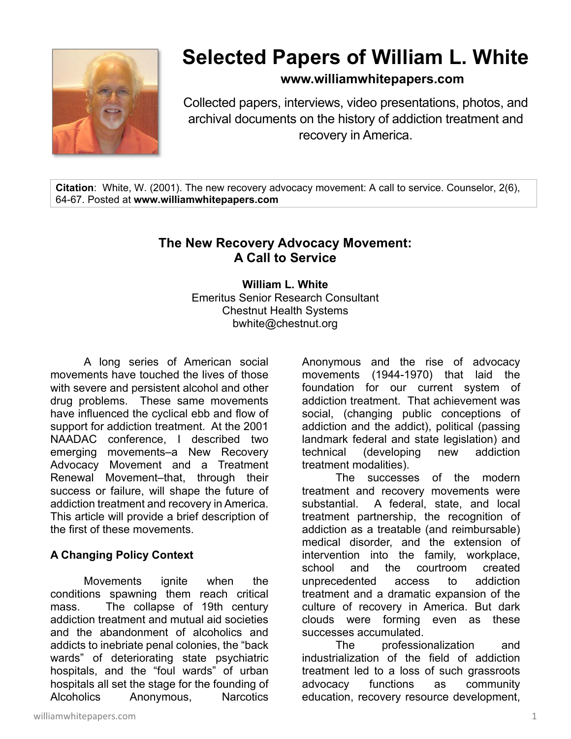# Selected Papers of William L. White

**www.williamwhitepapers.com**

Collected papers, interviews, video presentations, photos, and archival documents on the history of addiction treatment and recovery in America.

**Citation**: White, W. (2001). The new recovery advocacy movement: A call to service. Counselor, 2(6), 64-67. Posted at **www.williamwhitepapers.com**

## The New Recovery Advocacy Movement: A Call to Service

**William L. White**
Emeritus Senior Research Consultant
Chestnut Health Systems
bwhite@chestnut.org

A long series of American social movements have touched the lives of those with severe and persistent alcohol and other drug problems. These same movements have influenced the cyclical ebb and flow of support for addiction treatment. At the 2001 NAADAC conference, I described two emerging movements–a New Recovery Advocacy Movement and a Treatment Renewal Movement–that, through their success or failure, will shape the future of addiction treatment and recovery in America. This article will provide a brief description of the first of these movements.

### A Changing Policy Context

Movements ignite when the conditions spawning them reach critical mass. The collapse of 19th century addiction treatment and mutual aid societies and the abandonment of alcoholics and addicts to inebriate penal colonies, the "back wards" of deteriorating state psychiatric hospitals, and the "foul wards" of urban hospitals all set the stage for the founding of Alcoholics Anonymous, Narcotics Anonymous and the rise of advocacy movements (1944-1970) that laid the foundation for our current system of addiction treatment. That achievement was social, (changing public conceptions of addiction and the addict), political (passing landmark federal and state legislation) and technical (developing new addiction treatment modalities).

The successes of the modern treatment and recovery movements were substantial. A federal, state, and local treatment partnership, the recognition of addiction as a treatable (and reimbursable) medical disorder, and the extension of intervention into the family, workplace, school and the courtroom created unprecedented access to addiction treatment and a dramatic expansion of the culture of recovery in America. But dark clouds were forming even as these successes accumulated.

The professionalization and industrialization of the field of addiction treatment led to a loss of such grassroots advocacy functions as community education, recovery resource development,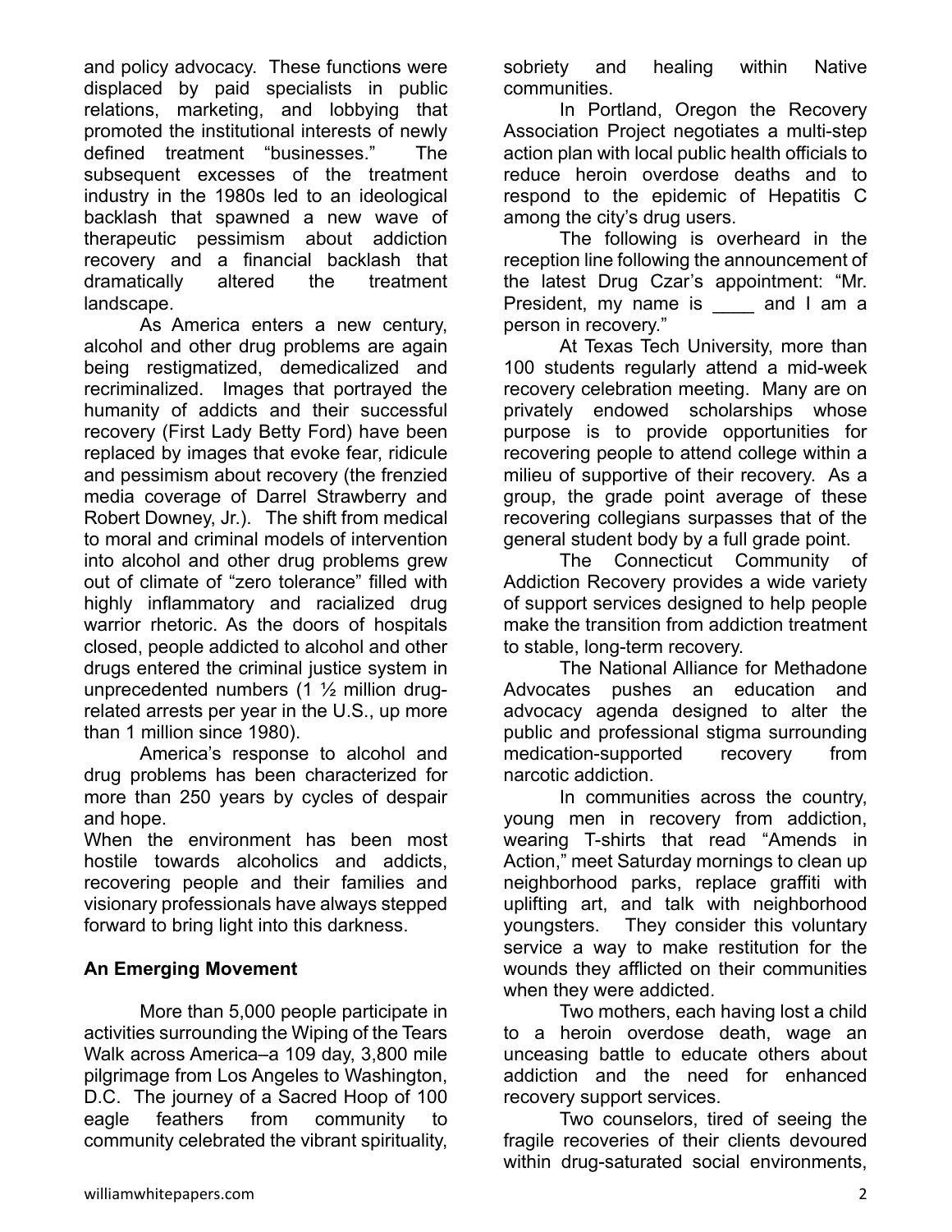and policy advocacy. These functions were displaced by paid specialists in public relations, marketing, and lobbying that promoted the institutional interests of newly defined treatment "businesses." The subsequent excesses of the treatment industry in the 1980s led to an ideological backlash that spawned a new wave of therapeutic pessimism about addiction recovery and a financial backlash that dramatically altered the treatment landscape.

As America enters a new century, alcohol and other drug problems are again being restigmatized, demedicalized and recriminalized. Images that portrayed the humanity of addicts and their successful recovery (First Lady Betty Ford) have been replaced by images that evoke fear, ridicule and pessimism about recovery (the frenzied media coverage of Darrel Strawberry and Robert Downey, Jr.). The shift from medical to moral and criminal models of intervention into alcohol and other drug problems grew out of climate of "zero tolerance" filled with highly inflammatory and racialized drug warrior rhetoric. As the doors of hospitals closed, people addicted to alcohol and other drugs entered the criminal justice system in unprecedented numbers (1 ½ million drug-related arrests per year in the U.S., up more than 1 million since 1980).

America's response to alcohol and drug problems has been characterized for more than 250 years by cycles of despair and hope.

When the environment has been most hostile towards alcoholics and addicts, recovering people and their families and visionary professionals have always stepped forward to bring light into this darkness.

**An Emerging Movement**

More than 5,000 people participate in activities surrounding the Wiping of the Tears Walk across America–a 109 day, 3,800 mile pilgrimage from Los Angeles to Washington, D.C. The journey of a Sacred Hoop of 100 eagle feathers from community to community celebrated the vibrant spirituality, sobriety and healing within Native communities.

In Portland, Oregon the Recovery Association Project negotiates a multi-step action plan with local public health officials to reduce heroin overdose deaths and to respond to the epidemic of Hepatitis C among the city's drug users.

The following is overheard in the reception line following the announcement of the latest Drug Czar's appointment: "Mr. President, my name is ____ and I am a person in recovery."

At Texas Tech University, more than 100 students regularly attend a mid-week recovery celebration meeting. Many are on privately endowed scholarships whose purpose is to provide opportunities for recovering people to attend college within a milieu of supportive of their recovery. As a group, the grade point average of these recovering collegians surpasses that of the general student body by a full grade point.

The Connecticut Community of Addiction Recovery provides a wide variety of support services designed to help people make the transition from addiction treatment to stable, long-term recovery.

The National Alliance for Methadone Advocates pushes an education and advocacy agenda designed to alter the public and professional stigma surrounding medication-supported recovery from narcotic addiction.

In communities across the country, young men in recovery from addiction, wearing T-shirts that read "Amends in Action," meet Saturday mornings to clean up neighborhood parks, replace graffiti with uplifting art, and talk with neighborhood youngsters. They consider this voluntary service a way to make restitution for the wounds they afflicted on their communities when they were addicted.

Two mothers, each having lost a child to a heroin overdose death, wage an unceasing battle to educate others about addiction and the need for enhanced recovery support services.

Two counselors, tired of seeing the fragile recoveries of their clients devoured within drug-saturated social environments,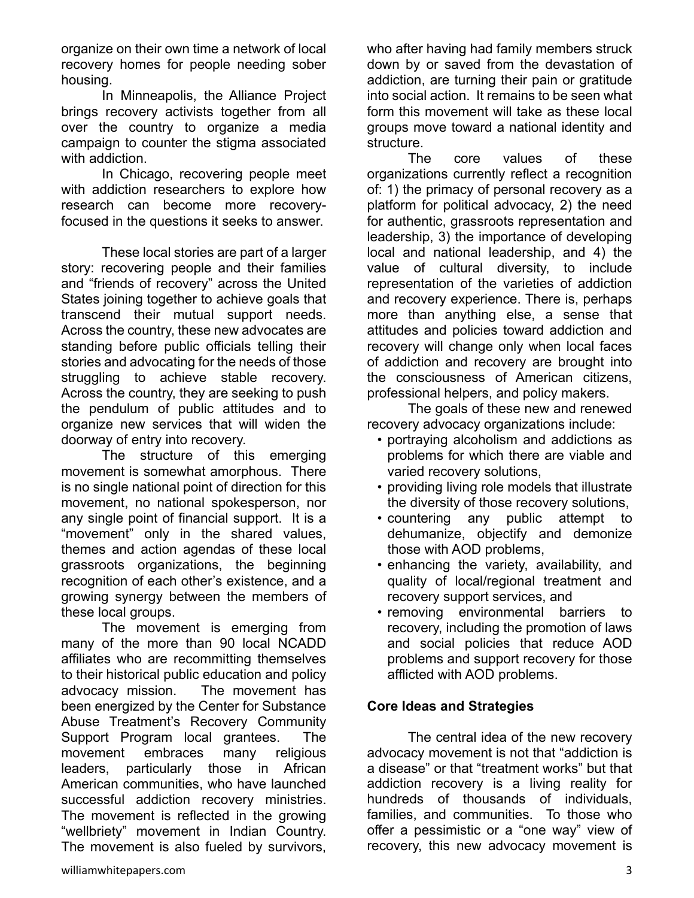organize on their own time a network of local recovery homes for people needing sober housing.

In Minneapolis, the Alliance Project brings recovery activists together from all over the country to organize a media campaign to counter the stigma associated with addiction.

In Chicago, recovering people meet with addiction researchers to explore how research can become more recovery-focused in the questions it seeks to answer.

These local stories are part of a larger story: recovering people and their families and "friends of recovery" across the United States joining together to achieve goals that transcend their mutual support needs. Across the country, these new advocates are standing before public officials telling their stories and advocating for the needs of those struggling to achieve stable recovery. Across the country, they are seeking to push the pendulum of public attitudes and to organize new services that will widen the doorway of entry into recovery.

The structure of this emerging movement is somewhat amorphous. There is no single national point of direction for this movement, no national spokesperson, nor any single point of financial support. It is a "movement" only in the shared values, themes and action agendas of these local grassroots organizations, the beginning recognition of each other's existence, and a growing synergy between the members of these local groups.

The movement is emerging from many of the more than 90 local NCADD affiliates who are recommitting themselves to their historical public education and policy advocacy mission. The movement has been energized by the Center for Substance Abuse Treatment's Recovery Community Support Program local grantees. The movement embraces many religious leaders, particularly those in African American communities, who have launched successful addiction recovery ministries. The movement is reflected in the growing "wellbriety" movement in Indian Country. The movement is also fueled by survivors, who after having had family members struck down by or saved from the devastation of addiction, are turning their pain or gratitude into social action. It remains to be seen what form this movement will take as these local groups move toward a national identity and structure.

The core values of these organizations currently reflect a recognition of: 1) the primacy of personal recovery as a platform for political advocacy, 2) the need for authentic, grassroots representation and leadership, 3) the importance of developing local and national leadership, and 4) the value of cultural diversity, to include representation of the varieties of addiction and recovery experience. There is, perhaps more than anything else, a sense that attitudes and policies toward addiction and recovery will change only when local faces of addiction and recovery are brought into the consciousness of American citizens, professional helpers, and policy makers.

The goals of these new and renewed recovery advocacy organizations include:

- portraying alcoholism and addictions as problems for which there are viable and varied recovery solutions,
- providing living role models that illustrate the diversity of those recovery solutions,
- countering any public attempt to dehumanize, objectify and demonize those with AOD problems,
- enhancing the variety, availability, and quality of local/regional treatment and recovery support services, and
- removing environmental barriers to recovery, including the promotion of laws and social policies that reduce AOD problems and support recovery for those afflicted with AOD problems.

**Core Ideas and Strategies**

The central idea of the new recovery advocacy movement is not that "addiction is a disease" or that "treatment works" but that addiction recovery is a living reality for hundreds of thousands of individuals, families, and communities. To those who offer a pessimistic or a "one way" view of recovery, this new advocacy movement is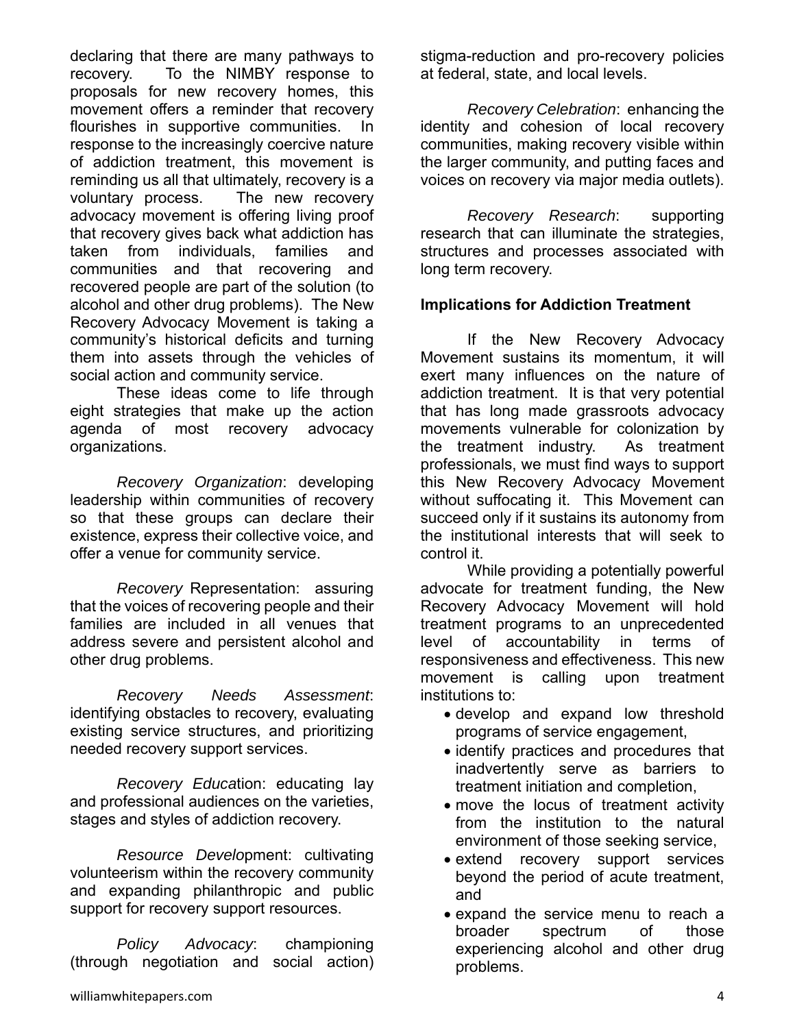declaring that there are many pathways to recovery. To the NIMBY response to proposals for new recovery homes, this movement offers a reminder that recovery flourishes in supportive communities. In response to the increasingly coercive nature of addiction treatment, this movement is reminding us all that ultimately, recovery is a voluntary process. The new recovery advocacy movement is offering living proof that recovery gives back what addiction has taken from individuals, families and communities and that recovering and recovered people are part of the solution (to alcohol and other drug problems). The New Recovery Advocacy Movement is taking a community's historical deficits and turning them into assets through the vehicles of social action and community service.

These ideas come to life through eight strategies that make up the action agenda of most recovery advocacy organizations.

*Recovery Organization*: developing leadership within communities of recovery so that these groups can declare their existence, express their collective voice, and offer a venue for community service.

*Recovery* Representation: assuring that the voices of recovering people and their families are included in all venues that address severe and persistent alcohol and other drug problems.

*Recovery Needs Assessment*: identifying obstacles to recovery, evaluating existing service structures, and prioritizing needed recovery support services.

*Recovery Educa*tion: educating lay and professional audiences on the varieties, stages and styles of addiction recovery.

*Resource Devel*opment: cultivating volunteerism within the recovery community and expanding philanthropic and public support for recovery support resources.

*Policy Advocacy*: championing (through negotiation and social action) stigma-reduction and pro-recovery policies at federal, state, and local levels.

*Recovery Celebration*: enhancing the identity and cohesion of local recovery communities, making recovery visible within the larger community, and putting faces and voices on recovery via major media outlets).

*Recovery Research*: supporting research that can illuminate the strategies, structures and processes associated with long term recovery.

**Implications for Addiction Treatment**

If the New Recovery Advocacy Movement sustains its momentum, it will exert many influences on the nature of addiction treatment. It is that very potential that has long made grassroots advocacy movements vulnerable for colonization by the treatment industry. As treatment professionals, we must find ways to support this New Recovery Advocacy Movement without suffocating it. This Movement can succeed only if it sustains its autonomy from the institutional interests that will seek to control it.

While providing a potentially powerful advocate for treatment funding, the New Recovery Advocacy Movement will hold treatment programs to an unprecedented level of accountability in terms of responsiveness and effectiveness. This new movement is calling upon treatment institutions to:

- develop and expand low threshold programs of service engagement,
- identify practices and procedures that inadvertently serve as barriers to treatment initiation and completion,
- move the locus of treatment activity from the institution to the natural environment of those seeking service,
- extend recovery support services beyond the period of acute treatment, and
- expand the service menu to reach a broader spectrum of those experiencing alcohol and other drug problems.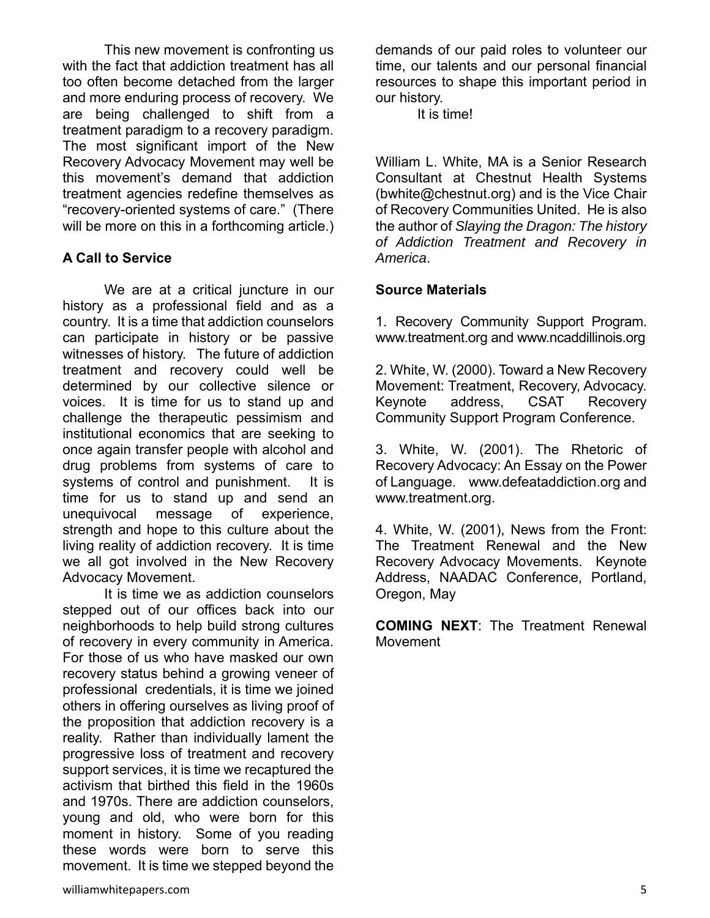This new movement is confronting us with the fact that addiction treatment has all too often become detached from the larger and more enduring process of recovery. We are being challenged to shift from a treatment paradigm to a recovery paradigm. The most significant import of the New Recovery Advocacy Movement may well be this movement's demand that addiction treatment agencies redefine themselves as "recovery-oriented systems of care." (There will be more on this in a forthcoming article.)

**A Call to Service**

We are at a critical juncture in our history as a professional field and as a country. It is a time that addiction counselors can participate in history or be passive witnesses of history. The future of addiction treatment and recovery could well be determined by our collective silence or voices. It is time for us to stand up and challenge the therapeutic pessimism and institutional economics that are seeking to once again transfer people with alcohol and drug problems from systems of care to systems of control and punishment. It is time for us to stand up and send an unequivocal message of experience, strength and hope to this culture about the living reality of addiction recovery. It is time we all got involved in the New Recovery Advocacy Movement.

It is time we as addiction counselors stepped out of our offices back into our neighborhoods to help build strong cultures of recovery in every community in America. For those of us who have masked our own recovery status behind a growing veneer of professional credentials, it is time we joined others in offering ourselves as living proof of the proposition that addiction recovery is a reality. Rather than individually lament the progressive loss of treatment and recovery support services, it is time we recaptured the activism that birthed this field in the 1960s and 1970s. There are addiction counselors, young and old, who were born for this moment in history. Some of you reading these words were born to serve this movement. It is time we stepped beyond the demands of our paid roles to volunteer our time, our talents and our personal financial resources to shape this important period in our history.

It is time!

William L. White, MA is a Senior Research Consultant at Chestnut Health Systems (bwhite@chestnut.org) and is the Vice Chair of Recovery Communities United. He is also the author of *Slaying the Dragon: The history of Addiction Treatment and Recovery in America*.

**Source Materials**

1. Recovery Community Support Program. www.treatment.org and www.ncaddillinois.org

2. White, W. (2000). Toward a New Recovery Movement: Treatment, Recovery, Advocacy. Keynote address, CSAT Recovery Community Support Program Conference.

3. White, W. (2001). The Rhetoric of Recovery Advocacy: An Essay on the Power of Language. www.defeataddiction.org and www.treatment.org.

4. White, W. (2001), News from the Front: The Treatment Renewal and the New Recovery Advocacy Movements. Keynote Address, NAADAC Conference, Portland, Oregon, May

**COMING NEXT**: The Treatment Renewal Movement